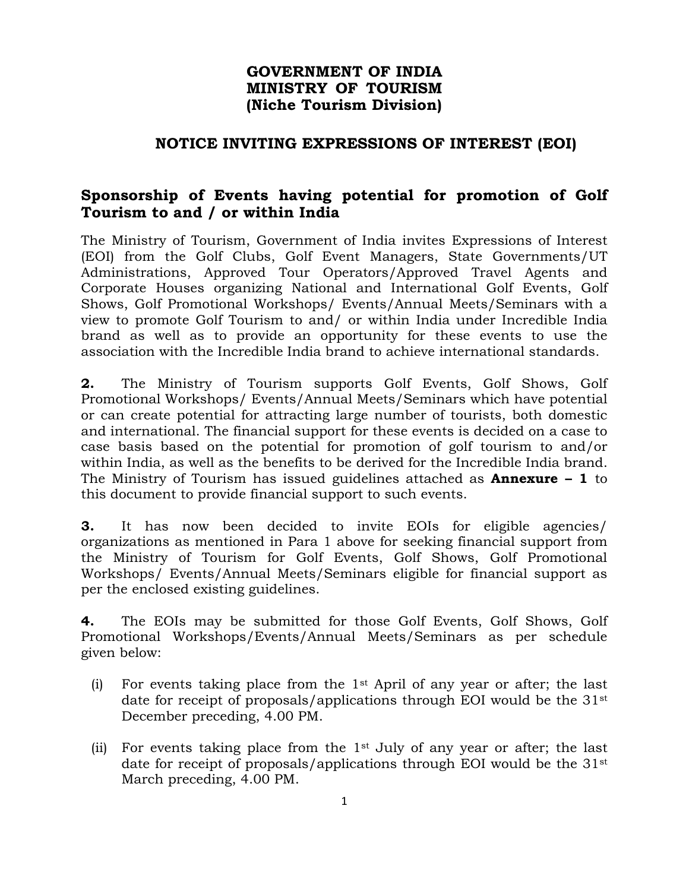**GOVERNMENT OF INDIA**
**MINISTRY OF TOURISM**
**(Niche Tourism Division)**

## NOTICE INVITING EXPRESSIONS OF INTEREST (EOI)

### Sponsorship of Events having potential for promotion of Golf Tourism to and / or within India

The Ministry of Tourism, Government of India invites Expressions of Interest (EOI) from the Golf Clubs, Golf Event Managers, State Governments/UT Administrations, Approved Tour Operators/Approved Travel Agents and Corporate Houses organizing National and International Golf Events, Golf Shows, Golf Promotional Workshops/ Events/Annual Meets/Seminars with a view to promote Golf Tourism to and/ or within India under Incredible India brand as well as to provide an opportunity for these events to use the association with the Incredible India brand to achieve international standards.

**2.** The Ministry of Tourism supports Golf Events, Golf Shows, Golf Promotional Workshops/ Events/Annual Meets/Seminars which have potential or can create potential for attracting large number of tourists, both domestic and international. The financial support for these events is decided on a case to case basis based on the potential for promotion of golf tourism to and/or within India, as well as the benefits to be derived for the Incredible India brand. The Ministry of Tourism has issued guidelines attached as **Annexure – 1** to this document to provide financial support to such events.

**3.** It has now been decided to invite EOIs for eligible agencies/ organizations as mentioned in Para 1 above for seeking financial support from the Ministry of Tourism for Golf Events, Golf Shows, Golf Promotional Workshops/ Events/Annual Meets/Seminars eligible for financial support as per the enclosed existing guidelines.

**4.** The EOIs may be submitted for those Golf Events, Golf Shows, Golf Promotional Workshops/Events/Annual Meets/Seminars as per schedule given below:

(i) For events taking place from the 1st April of any year or after; the last date for receipt of proposals/applications through EOI would be the 31st December preceding, 4.00 PM.

(ii) For events taking place from the 1st July of any year or after; the last date for receipt of proposals/applications through EOI would be the 31st March preceding, 4.00 PM.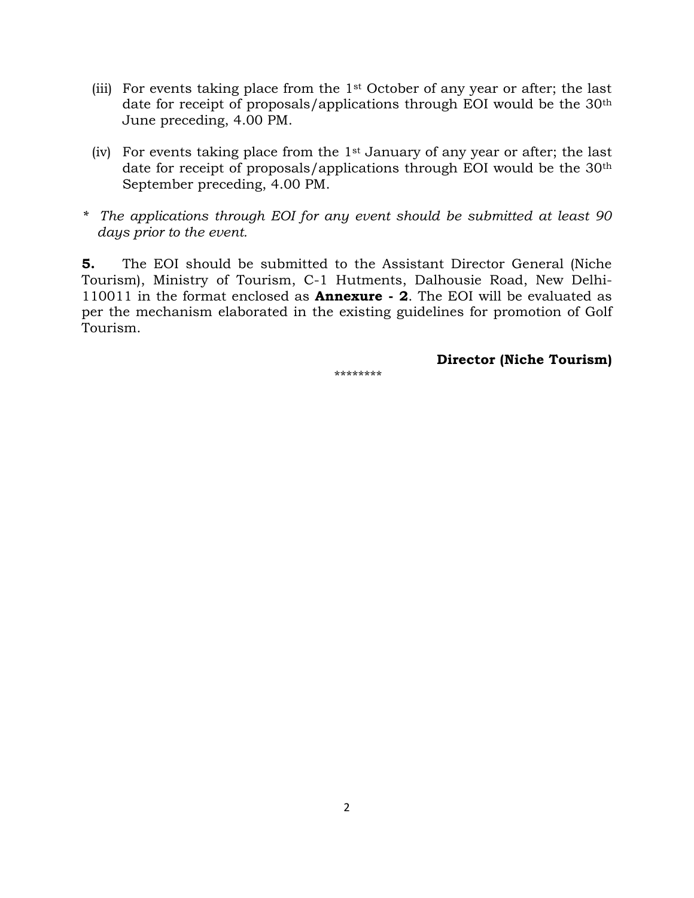(iii) For events taking place from the 1st October of any year or after; the last date for receipt of proposals/applications through EOI would be the 30th June preceding, 4.00 PM.

(iv) For events taking place from the 1st January of any year or after; the last date for receipt of proposals/applications through EOI would be the 30th September preceding, 4.00 PM.

\* *The applications through EOI for any event should be submitted at least 90 days prior to the event.*

**5.** The EOI should be submitted to the Assistant Director General (Niche Tourism), Ministry of Tourism, C-1 Hutments, Dalhousie Road, New Delhi-110011 in the format enclosed as **Annexure - 2**. The EOI will be evaluated as per the mechanism elaborated in the existing guidelines for promotion of Golf Tourism.

**Director (Niche Tourism)**

\*\*\*\*\*\*\*\*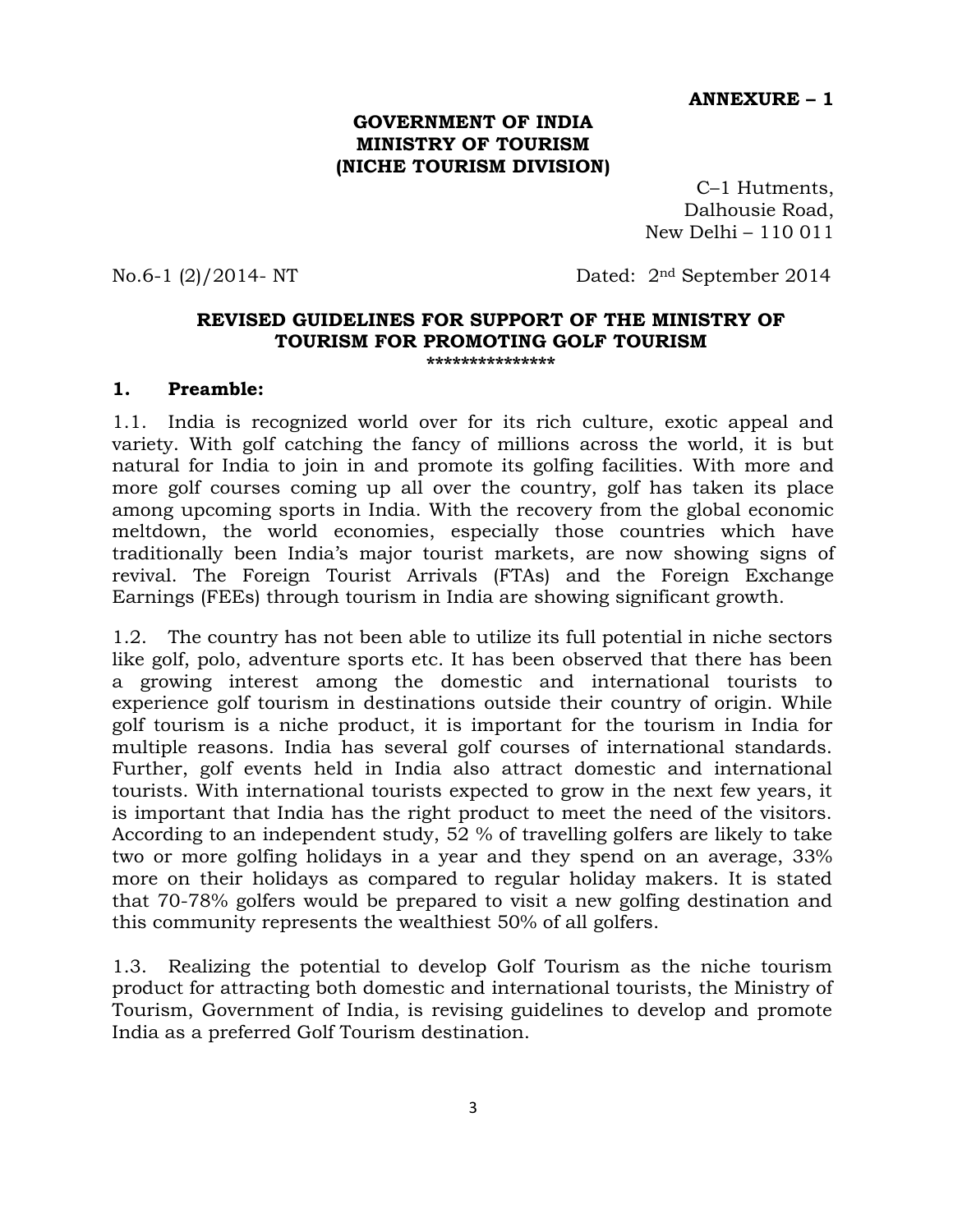**ANNEXURE – 1**

**GOVERNMENT OF INDIA**
**MINISTRY OF TOURISM**
**(NICHE TOURISM DIVISION)**

C–1 Hutments,
Dalhousie Road,
New Delhi – 110 011

No.6-1 (2)/2014- NT Dated: 2nd September 2014

## REVISED GUIDELINES FOR SUPPORT OF THE MINISTRY OF TOURISM FOR PROMOTING GOLF TOURISM

***************

### 1. Preamble:

1.1. India is recognized world over for its rich culture, exotic appeal and variety. With golf catching the fancy of millions across the world, it is but natural for India to join in and promote its golfing facilities. With more and more golf courses coming up all over the country, golf has taken its place among upcoming sports in India. With the recovery from the global economic meltdown, the world economies, especially those countries which have traditionally been India's major tourist markets, are now showing signs of revival. The Foreign Tourist Arrivals (FTAs) and the Foreign Exchange Earnings (FEEs) through tourism in India are showing significant growth.

1.2. The country has not been able to utilize its full potential in niche sectors like golf, polo, adventure sports etc. It has been observed that there has been a growing interest among the domestic and international tourists to experience golf tourism in destinations outside their country of origin. While golf tourism is a niche product, it is important for the tourism in India for multiple reasons. India has several golf courses of international standards. Further, golf events held in India also attract domestic and international tourists. With international tourists expected to grow in the next few years, it is important that India has the right product to meet the need of the visitors. According to an independent study, 52 % of travelling golfers are likely to take two or more golfing holidays in a year and they spend on an average, 33% more on their holidays as compared to regular holiday makers. It is stated that 70-78% golfers would be prepared to visit a new golfing destination and this community represents the wealthiest 50% of all golfers.

1.3. Realizing the potential to develop Golf Tourism as the niche tourism product for attracting both domestic and international tourists, the Ministry of Tourism, Government of India, is revising guidelines to develop and promote India as a preferred Golf Tourism destination.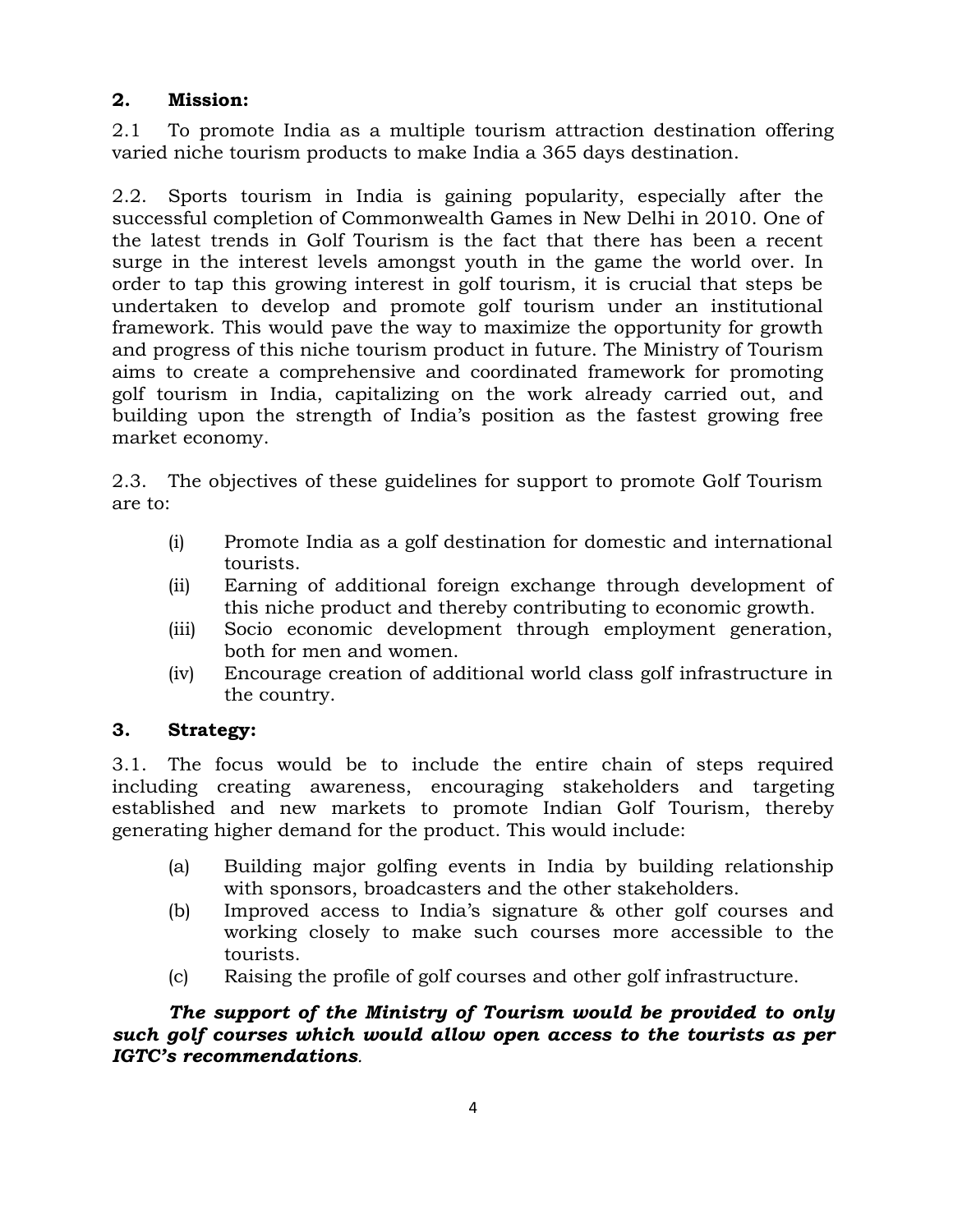## 2. Mission:

2.1 To promote India as a multiple tourism attraction destination offering varied niche tourism products to make India a 365 days destination.

2.2. Sports tourism in India is gaining popularity, especially after the successful completion of Commonwealth Games in New Delhi in 2010. One of the latest trends in Golf Tourism is the fact that there has been a recent surge in the interest levels amongst youth in the game the world over. In order to tap this growing interest in golf tourism, it is crucial that steps be undertaken to develop and promote golf tourism under an institutional framework. This would pave the way to maximize the opportunity for growth and progress of this niche tourism product in future. The Ministry of Tourism aims to create a comprehensive and coordinated framework for promoting golf tourism in India, capitalizing on the work already carried out, and building upon the strength of India's position as the fastest growing free market economy.

2.3. The objectives of these guidelines for support to promote Golf Tourism are to:

(i) Promote India as a golf destination for domestic and international tourists.

(ii) Earning of additional foreign exchange through development of this niche product and thereby contributing to economic growth.

(iii) Socio economic development through employment generation, both for men and women.

(iv) Encourage creation of additional world class golf infrastructure in the country.

## 3. Strategy:

3.1. The focus would be to include the entire chain of steps required including creating awareness, encouraging stakeholders and targeting established and new markets to promote Indian Golf Tourism, thereby generating higher demand for the product. This would include:

(a) Building major golfing events in India by building relationship with sponsors, broadcasters and the other stakeholders.

(b) Improved access to India's signature & other golf courses and working closely to make such courses more accessible to the tourists.

(c) Raising the profile of golf courses and other golf infrastructure.

***The support of the Ministry of Tourism would be provided to only such golf courses which would allow open access to the tourists as per IGTC's recommendations***.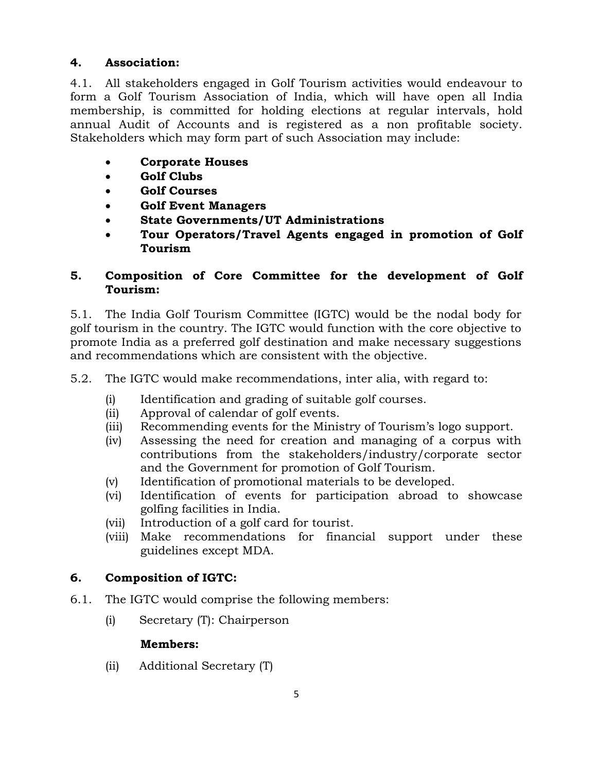## 4. Association:

4.1. All stakeholders engaged in Golf Tourism activities would endeavour to form a Golf Tourism Association of India, which will have open all India membership, is committed for holding elections at regular intervals, hold annual Audit of Accounts and is registered as a non profitable society. Stakeholders which may form part of such Association may include:

- **Corporate Houses**
- **Golf Clubs**
- **Golf Courses**
- **Golf Event Managers**
- **State Governments/UT Administrations**
- **Tour Operators/Travel Agents engaged in promotion of Golf Tourism**

## 5. Composition of Core Committee for the development of Golf Tourism:

5.1. The India Golf Tourism Committee (IGTC) would be the nodal body for golf tourism in the country. The IGTC would function with the core objective to promote India as a preferred golf destination and make necessary suggestions and recommendations which are consistent with the objective.

5.2. The IGTC would make recommendations, inter alia, with regard to:

(i) Identification and grading of suitable golf courses.
(ii) Approval of calendar of golf events.
(iii) Recommending events for the Ministry of Tourism's logo support.
(iv) Assessing the need for creation and managing of a corpus with contributions from the stakeholders/industry/corporate sector and the Government for promotion of Golf Tourism.
(v) Identification of promotional materials to be developed.
(vi) Identification of events for participation abroad to showcase golfing facilities in India.
(vii) Introduction of a golf card for tourist.
(viii) Make recommendations for financial support under these guidelines except MDA.

## 6. Composition of IGTC:

6.1. The IGTC would comprise the following members:

(i) Secretary (T): Chairperson

**Members:**

(ii) Additional Secretary (T)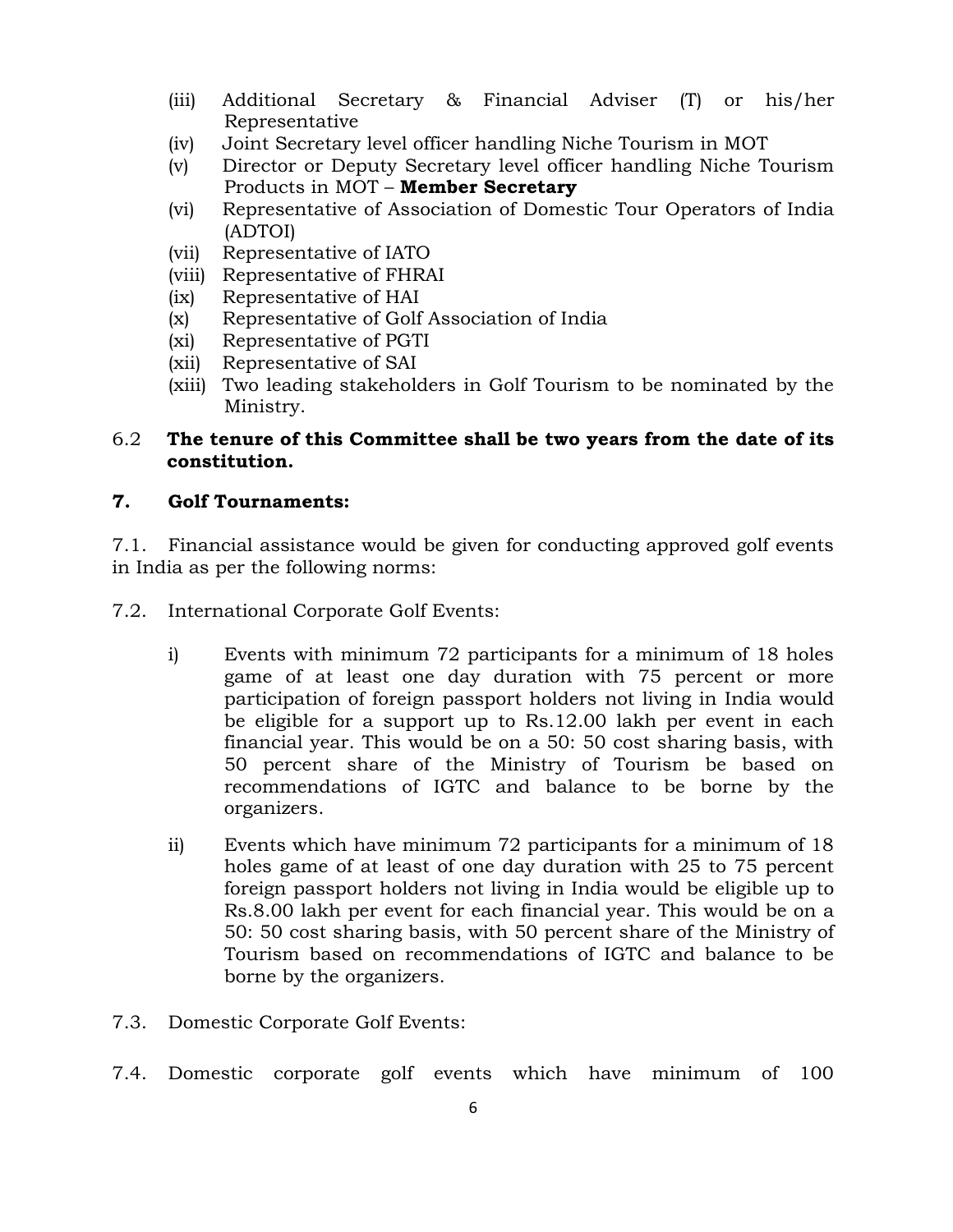(iii) Additional Secretary & Financial Adviser (T) or his/her Representative
(iv) Joint Secretary level officer handling Niche Tourism in MOT
(v) Director or Deputy Secretary level officer handling Niche Tourism Products in MOT – **Member Secretary**
(vi) Representative of Association of Domestic Tour Operators of India (ADTOI)
(vii) Representative of IATO
(viii) Representative of FHRAI
(ix) Representative of HAI
(x) Representative of Golf Association of India
(xi) Representative of PGTI
(xii) Representative of SAI
(xiii) Two leading stakeholders in Golf Tourism to be nominated by the Ministry.

6.2 **The tenure of this Committee shall be two years from the date of its constitution.**

## 7. Golf Tournaments:

7.1. Financial assistance would be given for conducting approved golf events in India as per the following norms:

7.2. International Corporate Golf Events:

i) Events with minimum 72 participants for a minimum of 18 holes game of at least one day duration with 75 percent or more participation of foreign passport holders not living in India would be eligible for a support up to Rs.12.00 lakh per event in each financial year. This would be on a 50: 50 cost sharing basis, with 50 percent share of the Ministry of Tourism be based on recommendations of IGTC and balance to be borne by the organizers.

ii) Events which have minimum 72 participants for a minimum of 18 holes game of at least of one day duration with 25 to 75 percent foreign passport holders not living in India would be eligible up to Rs.8.00 lakh per event for each financial year. This would be on a 50: 50 cost sharing basis, with 50 percent share of the Ministry of Tourism based on recommendations of IGTC and balance to be borne by the organizers.

7.3. Domestic Corporate Golf Events:

7.4. Domestic corporate golf events which have minimum of 100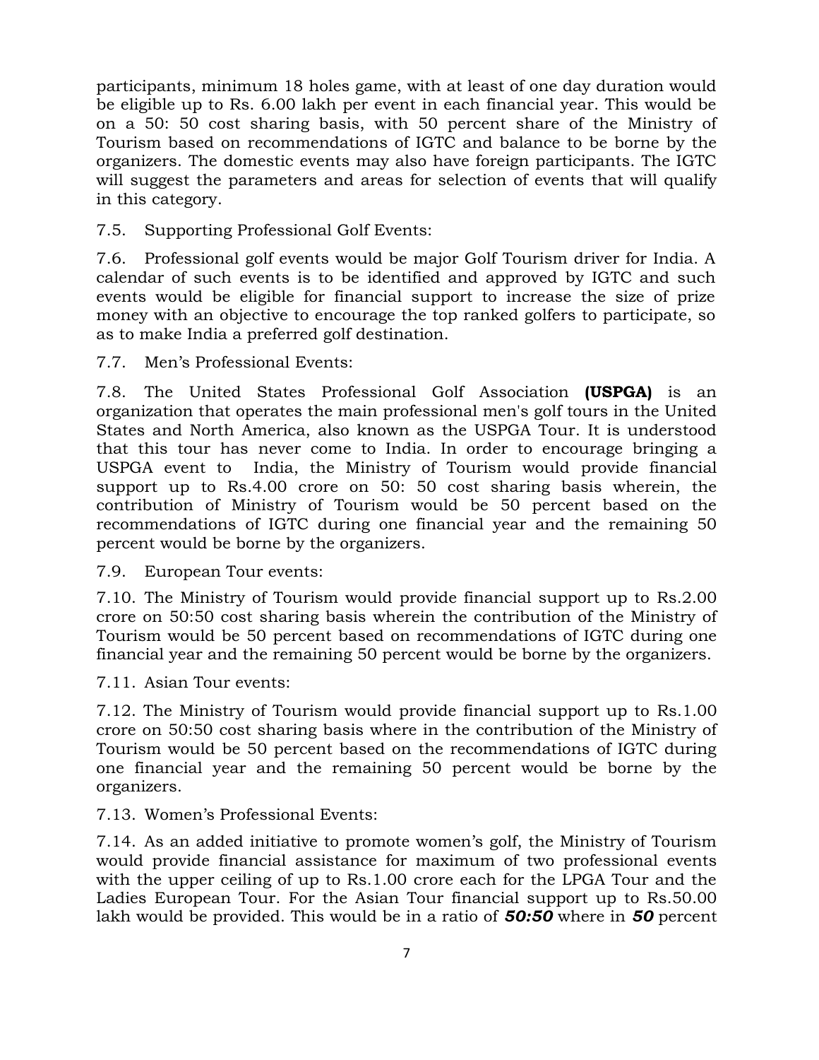participants, minimum 18 holes game, with at least of one day duration would be eligible up to Rs. 6.00 lakh per event in each financial year. This would be on a 50: 50 cost sharing basis, with 50 percent share of the Ministry of Tourism based on recommendations of IGTC and balance to be borne by the organizers. The domestic events may also have foreign participants. The IGTC will suggest the parameters and areas for selection of events that will qualify in this category.

7.5. Supporting Professional Golf Events:

7.6. Professional golf events would be major Golf Tourism driver for India. A calendar of such events is to be identified and approved by IGTC and such events would be eligible for financial support to increase the size of prize money with an objective to encourage the top ranked golfers to participate, so as to make India a preferred golf destination.

7.7. Men's Professional Events:

7.8. The United States Professional Golf Association **(USPGA)** is an organization that operates the main professional men's golf tours in the United States and North America, also known as the USPGA Tour. It is understood that this tour has never come to India. In order to encourage bringing a USPGA event to India, the Ministry of Tourism would provide financial support up to Rs.4.00 crore on 50: 50 cost sharing basis wherein, the contribution of Ministry of Tourism would be 50 percent based on the recommendations of IGTC during one financial year and the remaining 50 percent would be borne by the organizers.

7.9. European Tour events:

7.10. The Ministry of Tourism would provide financial support up to Rs.2.00 crore on 50:50 cost sharing basis wherein the contribution of the Ministry of Tourism would be 50 percent based on recommendations of IGTC during one financial year and the remaining 50 percent would be borne by the organizers.

7.11. Asian Tour events:

7.12. The Ministry of Tourism would provide financial support up to Rs.1.00 crore on 50:50 cost sharing basis where in the contribution of the Ministry of Tourism would be 50 percent based on the recommendations of IGTC during one financial year and the remaining 50 percent would be borne by the organizers.

7.13. Women's Professional Events:

7.14. As an added initiative to promote women's golf, the Ministry of Tourism would provide financial assistance for maximum of two professional events with the upper ceiling of up to Rs.1.00 crore each for the LPGA Tour and the Ladies European Tour. For the Asian Tour financial support up to Rs.50.00 lakh would be provided. This would be in a ratio of ***50:50*** where in ***50*** percent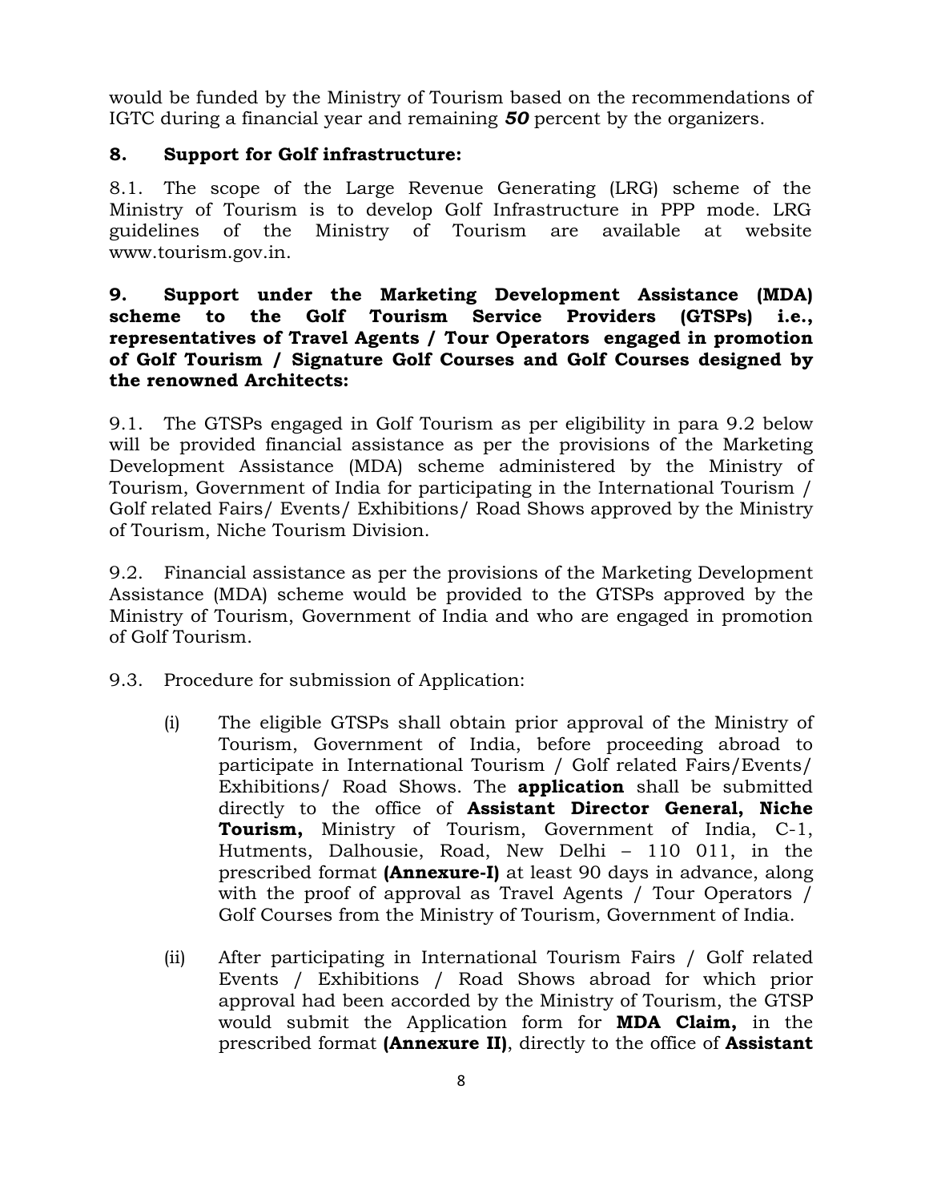would be funded by the Ministry of Tourism based on the recommendations of IGTC during a financial year and remaining ***50*** percent by the organizers.

## 8. Support for Golf infrastructure:

8.1. The scope of the Large Revenue Generating (LRG) scheme of the Ministry of Tourism is to develop Golf Infrastructure in PPP mode. LRG guidelines of the Ministry of Tourism are available at website www.tourism.gov.in.

## 9. Support under the Marketing Development Assistance (MDA) scheme to the Golf Tourism Service Providers (GTSPs) i.e., representatives of Travel Agents / Tour Operators engaged in promotion of Golf Tourism / Signature Golf Courses and Golf Courses designed by the renowned Architects:

9.1. The GTSPs engaged in Golf Tourism as per eligibility in para 9.2 below will be provided financial assistance as per the provisions of the Marketing Development Assistance (MDA) scheme administered by the Ministry of Tourism, Government of India for participating in the International Tourism / Golf related Fairs/ Events/ Exhibitions/ Road Shows approved by the Ministry of Tourism, Niche Tourism Division.

9.2. Financial assistance as per the provisions of the Marketing Development Assistance (MDA) scheme would be provided to the GTSPs approved by the Ministry of Tourism, Government of India and who are engaged in promotion of Golf Tourism.

9.3. Procedure for submission of Application:

(i) The eligible GTSPs shall obtain prior approval of the Ministry of Tourism, Government of India, before proceeding abroad to participate in International Tourism / Golf related Fairs/Events/ Exhibitions/ Road Shows. The **application** shall be submitted directly to the office of **Assistant Director General, Niche Tourism,** Ministry of Tourism, Government of India, C-1, Hutments, Dalhousie, Road, New Delhi – 110 011, in the prescribed format **(Annexure-I)** at least 90 days in advance, along with the proof of approval as Travel Agents / Tour Operators / Golf Courses from the Ministry of Tourism, Government of India.

(ii) After participating in International Tourism Fairs / Golf related Events / Exhibitions / Road Shows abroad for which prior approval had been accorded by the Ministry of Tourism, the GTSP would submit the Application form for **MDA Claim,** in the prescribed format **(Annexure II)**, directly to the office of **Assistant**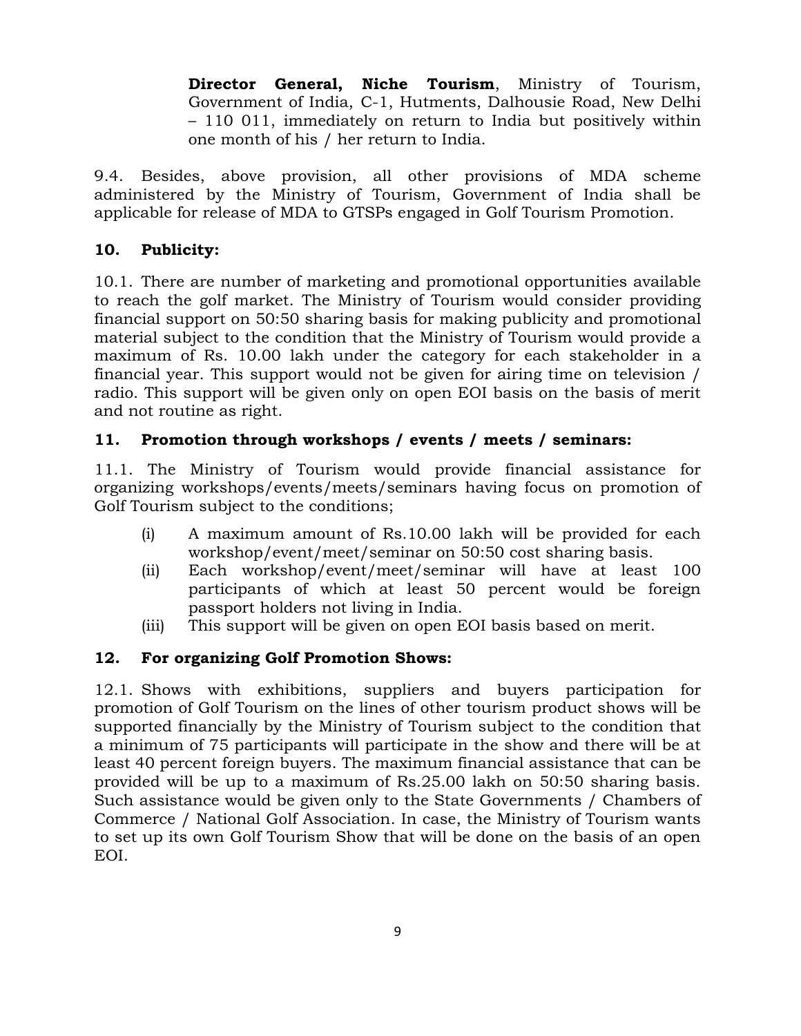**Director General, Niche Tourism**, Ministry of Tourism, Government of India, C-1, Hutments, Dalhousie Road, New Delhi – 110 011, immediately on return to India but positively within one month of his / her return to India.

9.4. Besides, above provision, all other provisions of MDA scheme administered by the Ministry of Tourism, Government of India shall be applicable for release of MDA to GTSPs engaged in Golf Tourism Promotion.

## 10. Publicity:

10.1. There are number of marketing and promotional opportunities available to reach the golf market. The Ministry of Tourism would consider providing financial support on 50:50 sharing basis for making publicity and promotional material subject to the condition that the Ministry of Tourism would provide a maximum of Rs. 10.00 lakh under the category for each stakeholder in a financial year. This support would not be given for airing time on television / radio. This support will be given only on open EOI basis on the basis of merit and not routine as right.

## 11. Promotion through workshops / events / meets / seminars:

11.1. The Ministry of Tourism would provide financial assistance for organizing workshops/events/meets/seminars having focus on promotion of Golf Tourism subject to the conditions;

(i) A maximum amount of Rs.10.00 lakh will be provided for each workshop/event/meet/seminar on 50:50 cost sharing basis.

(ii) Each workshop/event/meet/seminar will have at least 100 participants of which at least 50 percent would be foreign passport holders not living in India.

(iii) This support will be given on open EOI basis based on merit.

## 12. For organizing Golf Promotion Shows:

12.1. Shows with exhibitions, suppliers and buyers participation for promotion of Golf Tourism on the lines of other tourism product shows will be supported financially by the Ministry of Tourism subject to the condition that a minimum of 75 participants will participate in the show and there will be at least 40 percent foreign buyers. The maximum financial assistance that can be provided will be up to a maximum of Rs.25.00 lakh on 50:50 sharing basis. Such assistance would be given only to the State Governments / Chambers of Commerce / National Golf Association. In case, the Ministry of Tourism wants to set up its own Golf Tourism Show that will be done on the basis of an open EOI.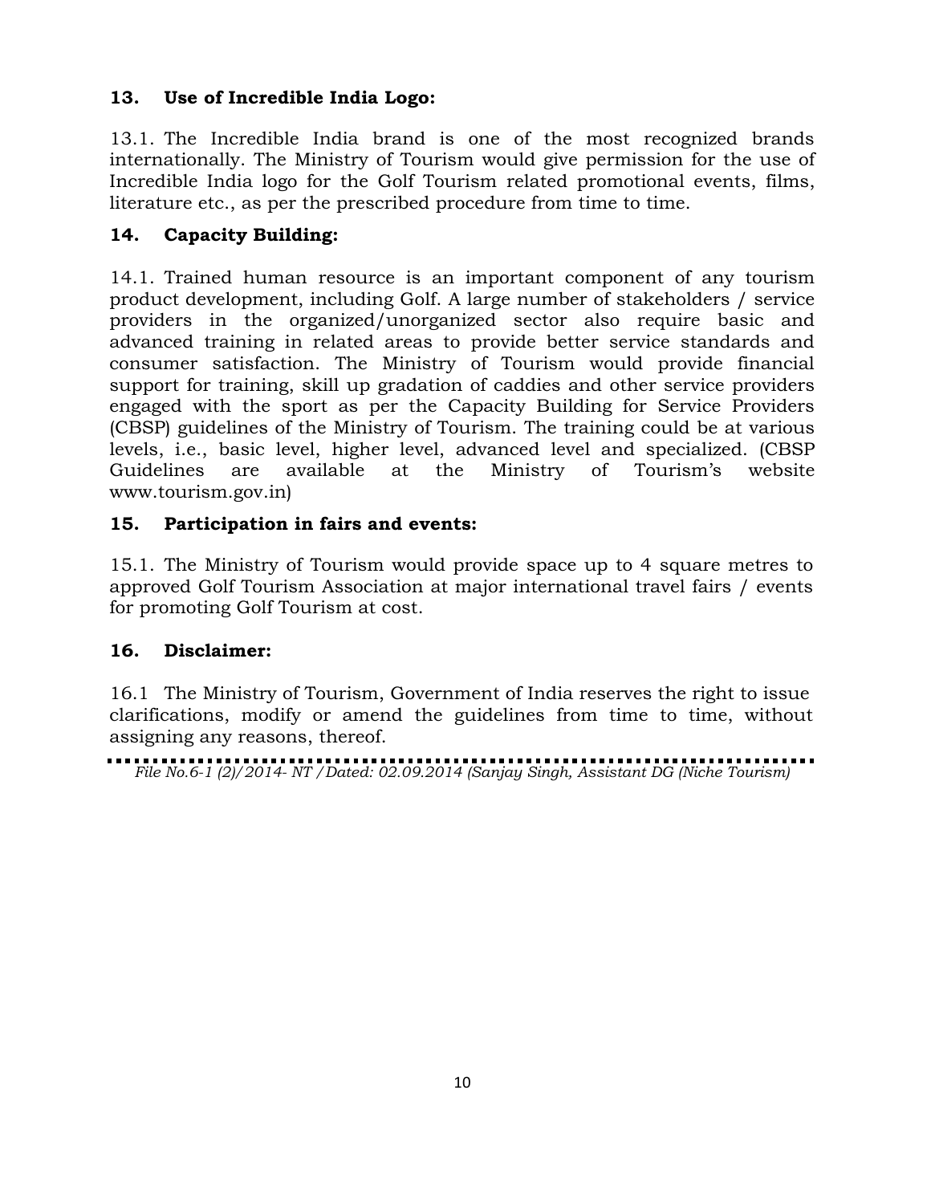## 13. Use of Incredible India Logo:

13.1. The Incredible India brand is one of the most recognized brands internationally. The Ministry of Tourism would give permission for the use of Incredible India logo for the Golf Tourism related promotional events, films, literature etc., as per the prescribed procedure from time to time.

## 14. Capacity Building:

14.1. Trained human resource is an important component of any tourism product development, including Golf. A large number of stakeholders / service providers in the organized/unorganized sector also require basic and advanced training in related areas to provide better service standards and consumer satisfaction. The Ministry of Tourism would provide financial support for training, skill up gradation of caddies and other service providers engaged with the sport as per the Capacity Building for Service Providers (CBSP) guidelines of the Ministry of Tourism. The training could be at various levels, i.e., basic level, higher level, advanced level and specialized. (CBSP Guidelines are available at the Ministry of Tourism's website www.tourism.gov.in)

## 15. Participation in fairs and events:

15.1. The Ministry of Tourism would provide space up to 4 square metres to approved Golf Tourism Association at major international travel fairs / events for promoting Golf Tourism at cost.

## 16. Disclaimer:

16.1 The Ministry of Tourism, Government of India reserves the right to issue clarifications, modify or amend the guidelines from time to time, without assigning any reasons, thereof.

---

*File No.6-1 (2)/2014- NT /Dated: 02.09.2014 (Sanjay Singh, Assistant DG (Niche Tourism)*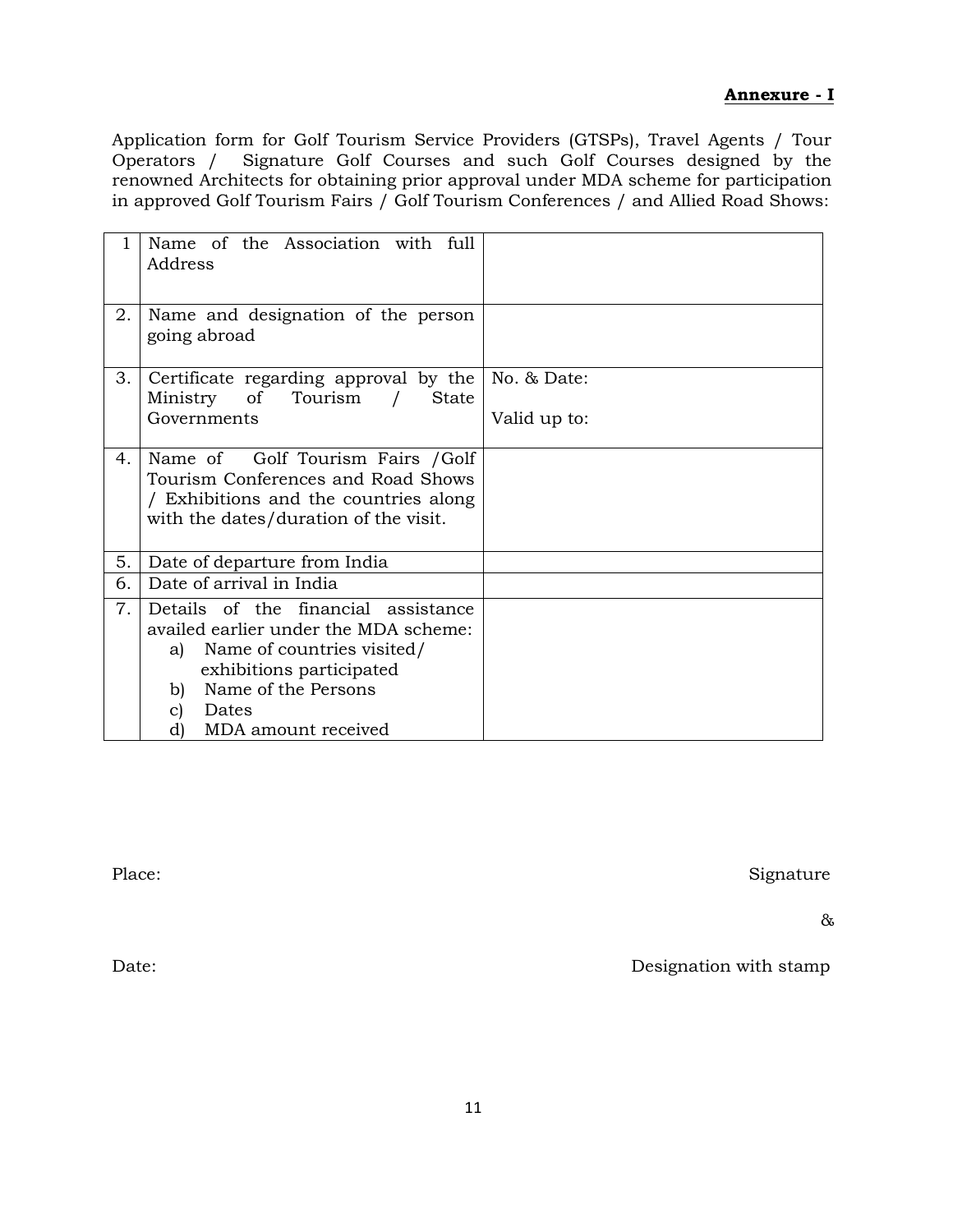**Annexure - I**

Application form for Golf Tourism Service Providers (GTSPs), Travel Agents / Tour Operators / Signature Golf Courses and such Golf Courses designed by the renowned Architects for obtaining prior approval under MDA scheme for participation in approved Golf Tourism Fairs / Golf Tourism Conferences / and Allied Road Shows:

| | | |
|---|---|---|
| 1 | Name of the Association with full Address | |
| 2. | Name and designation of the person going abroad | |
| 3. | Certificate regarding approval by the Ministry of Tourism / State Governments | No. & Date:<br><br>Valid up to: |
| 4. | Name of Golf Tourism Fairs /Golf Tourism Conferences and Road Shows / Exhibitions and the countries along with the dates/duration of the visit. | |
| 5. | Date of departure from India | |
| 6. | Date of arrival in India | |
| 7. | Details of the financial assistance availed earlier under the MDA scheme:<br>a) Name of countries visited/ exhibitions participated<br>b) Name of the Persons<br>c) Dates<br>d) MDA amount received | |

Place: Signature

&

Date: Designation with stamp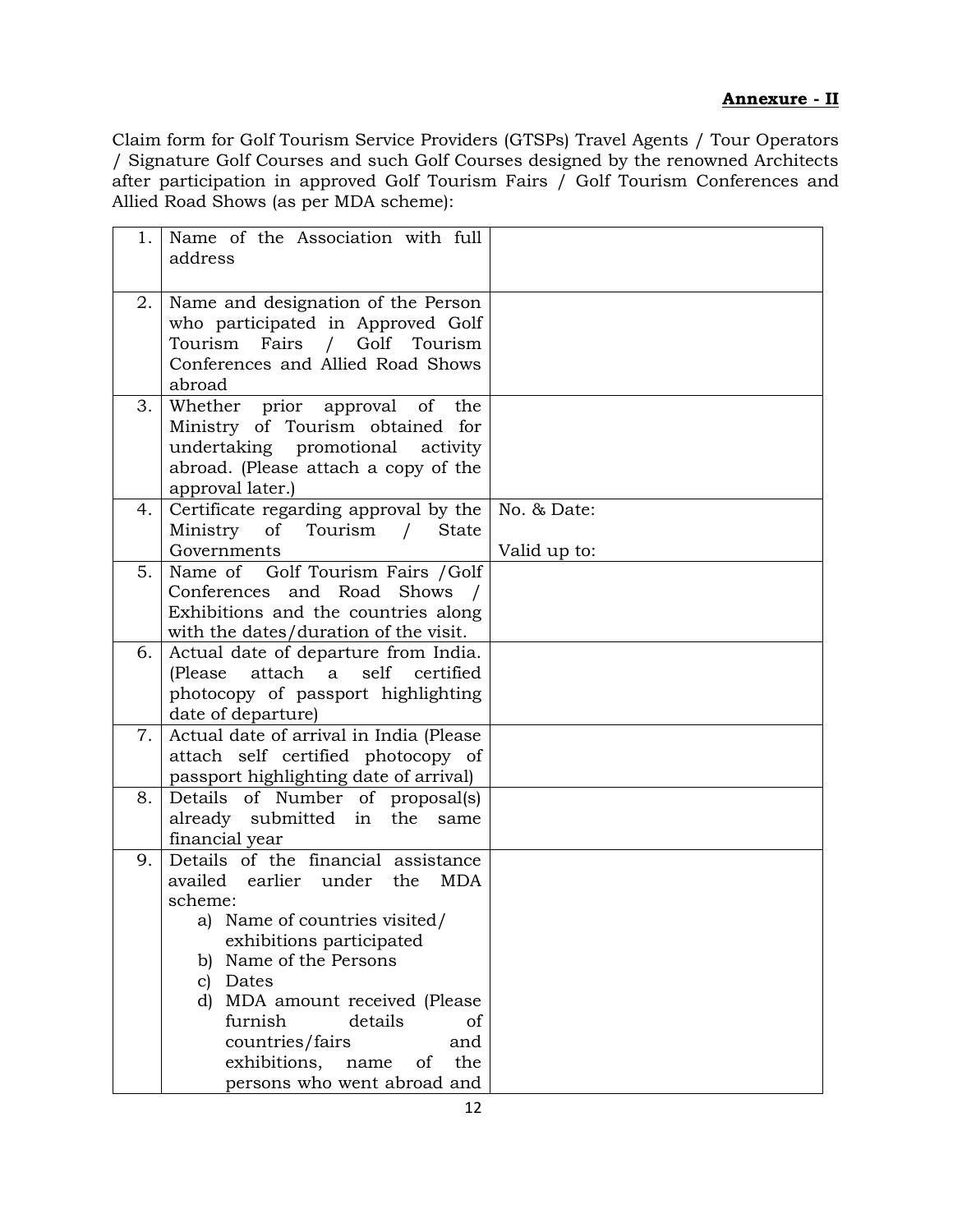**Annexure - II**

Claim form for Golf Tourism Service Providers (GTSPs) Travel Agents / Tour Operators / Signature Golf Courses and such Golf Courses designed by the renowned Architects after participation in approved Golf Tourism Fairs / Golf Tourism Conferences and Allied Road Shows (as per MDA scheme):

| | | |
|---|---|---|
| 1. | Name of the Association with full address | |
| 2. | Name and designation of the Person who participated in Approved Golf Tourism Fairs / Golf Tourism Conferences and Allied Road Shows abroad | |
| 3. | Whether prior approval of the Ministry of Tourism obtained for undertaking promotional activity abroad. (Please attach a copy of the approval later.) | |
| 4. | Certificate regarding approval by the Ministry of Tourism / State Governments | No. & Date:<br><br>Valid up to: |
| 5. | Name of Golf Tourism Fairs /Golf Conferences and Road Shows / Exhibitions and the countries along with the dates/duration of the visit. | |
| 6. | Actual date of departure from India. (Please attach a self certified photocopy of passport highlighting date of departure) | |
| 7. | Actual date of arrival in India (Please attach self certified photocopy of passport highlighting date of arrival) | |
| 8. | Details of Number of proposal(s) already submitted in the same financial year | |
| 9. | Details of the financial assistance availed earlier under the MDA scheme:<br>a) Name of countries visited/ exhibitions participated<br>b) Name of the Persons<br>c) Dates<br>d) MDA amount received (Please furnish details of countries/fairs and exhibitions, name of the persons who went abroad and | |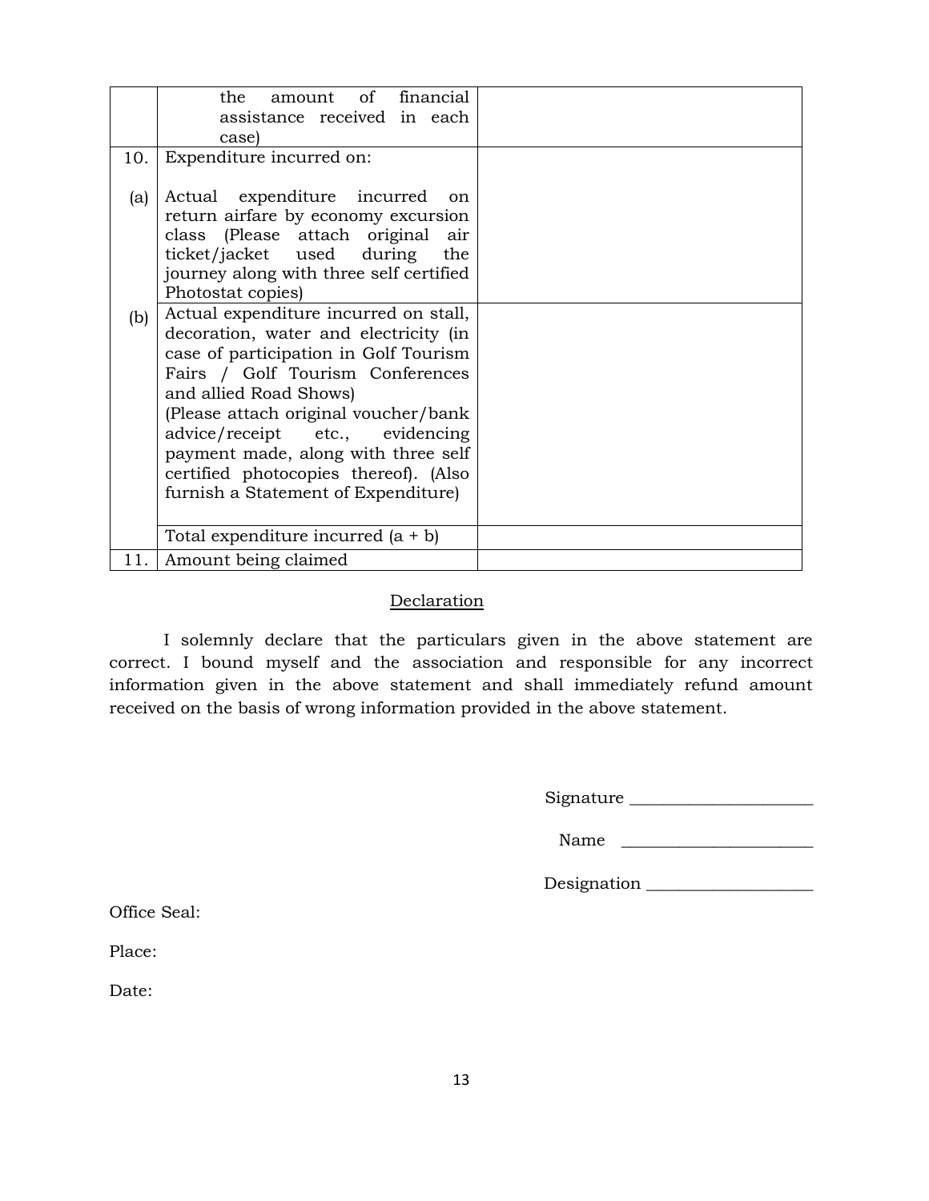|  |  |  |
|---|---|---|
|  | the amount of financial assistance received in each case) |  |
| 10. | Expenditure incurred on: |  |
| (a) | Actual expenditure incurred on return airfare by economy excursion class (Please attach original air ticket/jacket used during the journey along with three self certified Photostat copies) |  |
| (b) | Actual expenditure incurred on stall, decoration, water and electricity (in case of participation in Golf Tourism Fairs / Golf Tourism Conferences and allied Road Shows) (Please attach original voucher/bank advice/receipt etc., evidencing payment made, along with three self certified photocopies thereof). (Also furnish a Statement of Expenditure) |  |
|  | Total expenditure incurred (a + b) |  |
| 11. | Amount being claimed |  |

## Declaration

I solemnly declare that the particulars given in the above statement are correct. I bound myself and the association and responsible for any incorrect information given in the above statement and shall immediately refund amount received on the basis of wrong information provided in the above statement.

Signature ______________________

Name ______________________

Designation ____________________

Office Seal:

Place:

Date: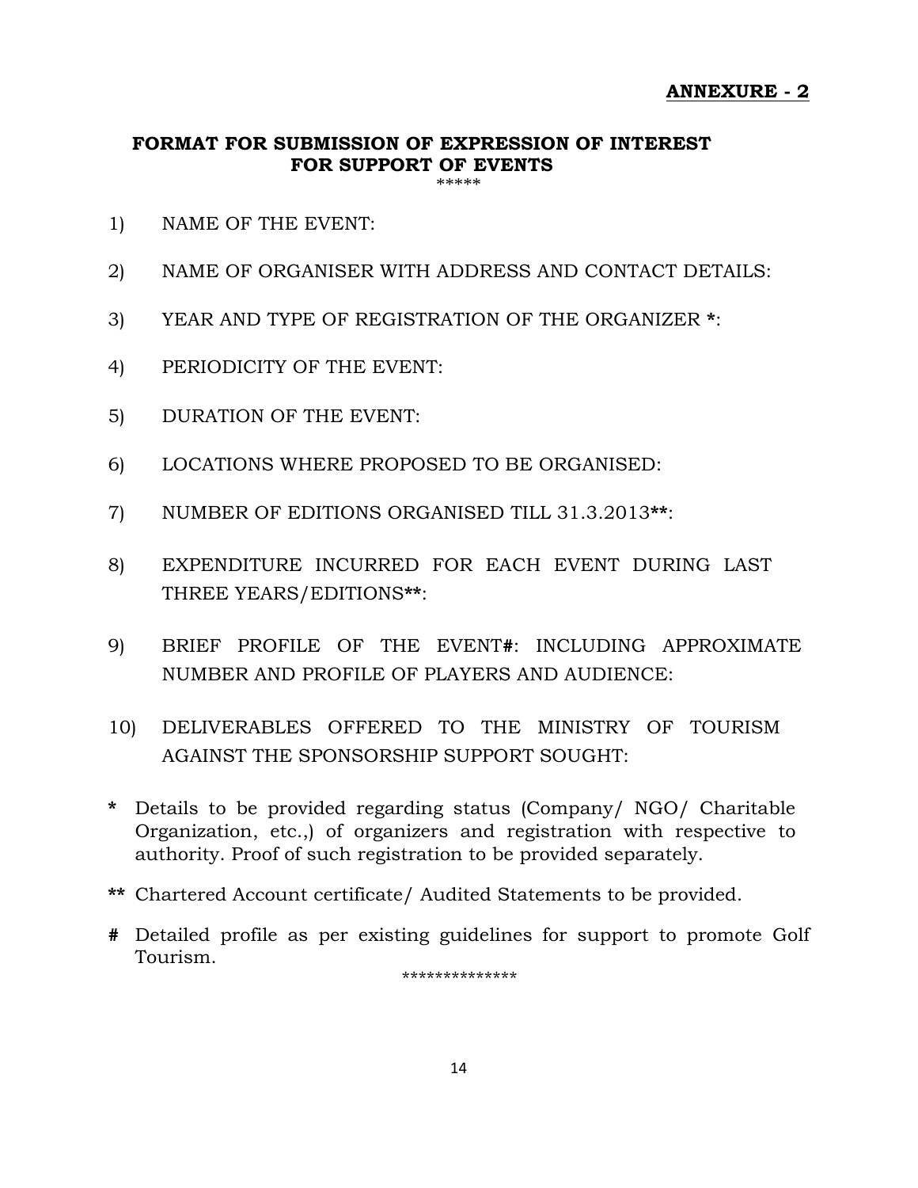**ANNEXURE - 2**

## FORMAT FOR SUBMISSION OF EXPRESSION OF INTEREST FOR SUPPORT OF EVENTS

*****

1) NAME OF THE EVENT:

2) NAME OF ORGANISER WITH ADDRESS AND CONTACT DETAILS:

3) YEAR AND TYPE OF REGISTRATION OF THE ORGANIZER **\***:

4) PERIODICITY OF THE EVENT:

5) DURATION OF THE EVENT:

6) LOCATIONS WHERE PROPOSED TO BE ORGANISED:

7) NUMBER OF EDITIONS ORGANISED TILL 31.3.2013**\*\***:

8) EXPENDITURE INCURRED FOR EACH EVENT DURING LAST THREE YEARS/EDITIONS**\*\***:

9) BRIEF PROFILE OF THE EVENT**#**: INCLUDING APPROXIMATE NUMBER AND PROFILE OF PLAYERS AND AUDIENCE:

10) DELIVERABLES OFFERED TO THE MINISTRY OF TOURISM AGAINST THE SPONSORSHIP SUPPORT SOUGHT:

**\*** Details to be provided regarding status (Company/ NGO/ Charitable Organization, etc.,) of organizers and registration with respective to authority. Proof of such registration to be provided separately.

**\*\*** Chartered Account certificate/ Audited Statements to be provided.

**#** Detailed profile as per existing guidelines for support to promote Golf Tourism.

**************